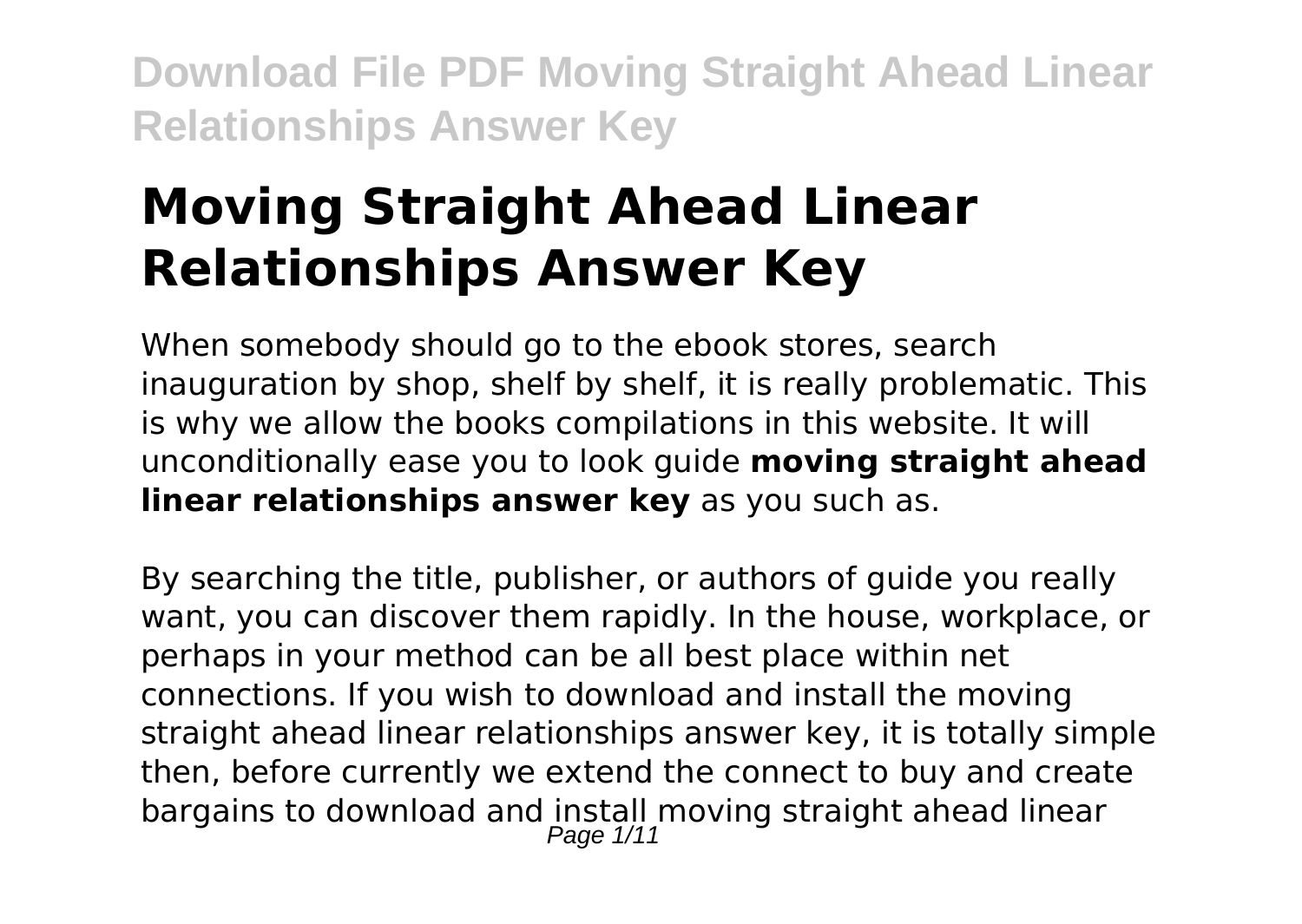# Moving Straight Ahead Linear Relationships Answer Key

When somebody should go to the ebook stores, search inauguration by shop, shelf by shelf, it is really problematic. This is why we allow the books compilations in this website. It will unconditionally ease you to look guide **moving straight ahead linear relationships answer key** as you such as.

By searching the title, publisher, or authors of guide you really want, you can discover them rapidly. In the house, workplace, or perhaps in your method can be all best place within net connections. If you wish to download and install the moving straight ahead linear relationships answer key, it is totally simple then, before currently we extend the connect to buy and create bargains to download and install moving straight ahead linear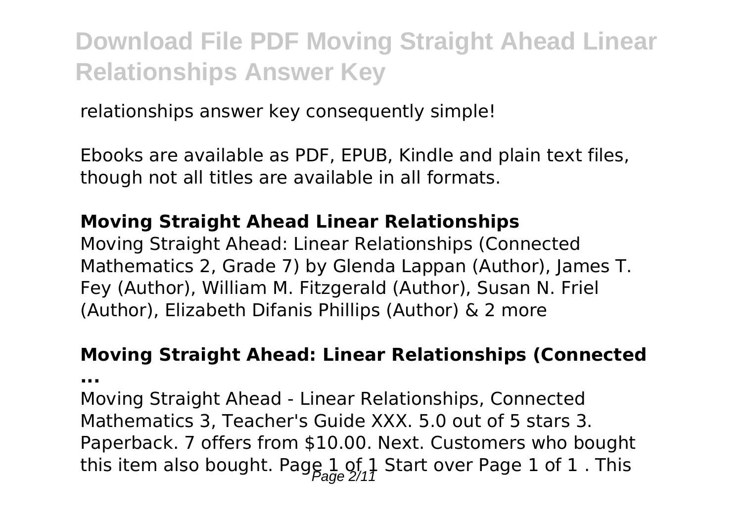relationships answer key consequently simple!

Ebooks are available as PDF, EPUB, Kindle and plain text files, though not all titles are available in all formats.

### Moving Straight Ahead Linear Relationships

Moving Straight Ahead: Linear Relationships (Connected Mathematics 2, Grade 7) by Glenda Lappan (Author), James T. Fey (Author), William M. Fitzgerald (Author), Susan N. Friel (Author), Elizabeth Difanis Phillips (Author) & 2 more

### Moving Straight Ahead: Linear Relationships (Connected ...

Moving Straight Ahead - Linear Relationships, Connected Mathematics 3, Teacher's Guide XXX. 5.0 out of 5 stars 3. Paperback. 7 offers from $10.00. Next. Customers who bought this item also bought. Page 1 of 1 Start over Page 1 of 1 . This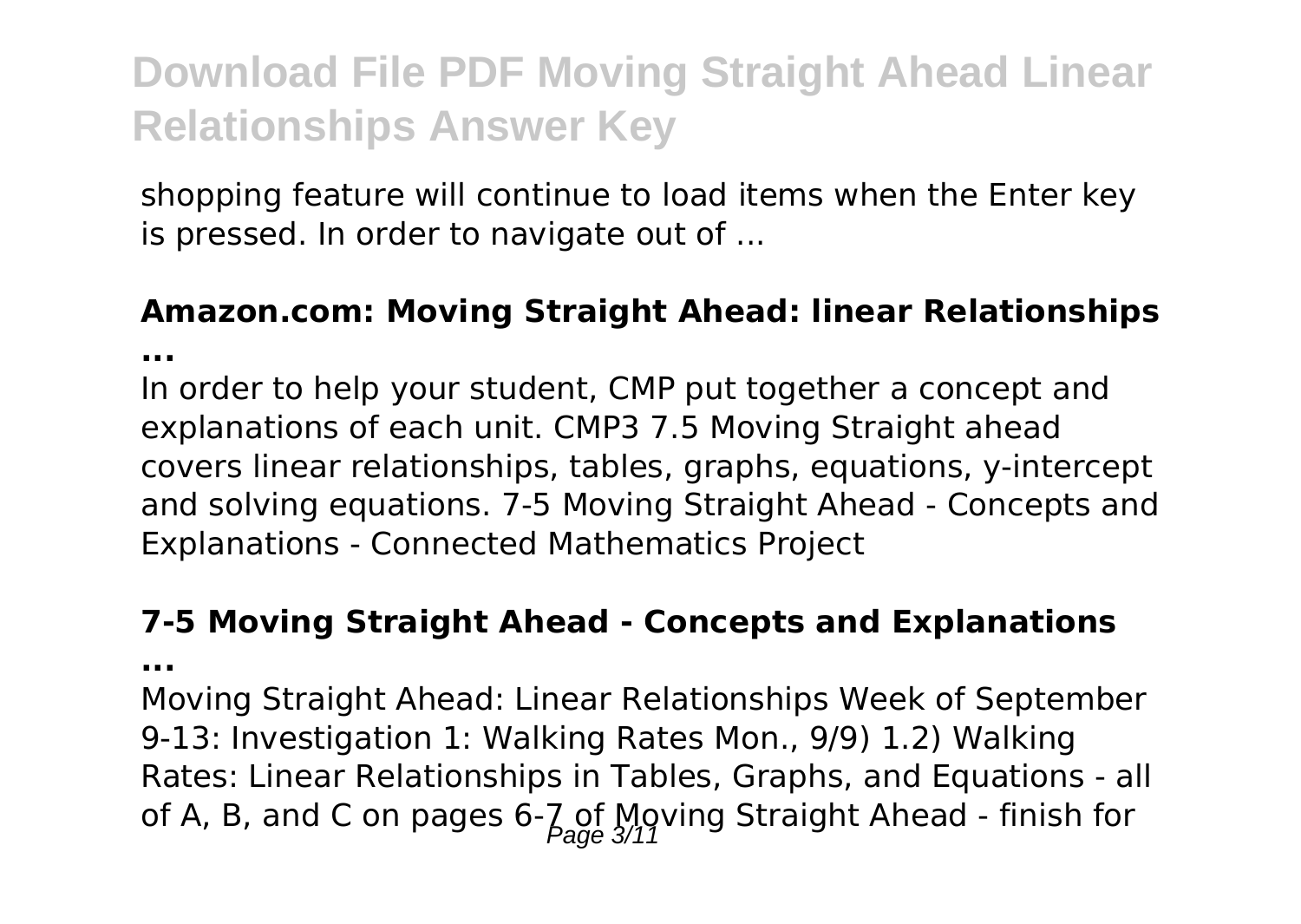shopping feature will continue to load items when the Enter key is pressed. In order to navigate out of ...

### **Amazon.com: Moving Straight Ahead: linear Relationships ...**

In order to help your student, CMP put together a concept and explanations of each unit. CMP3 7.5 Moving Straight ahead covers linear relationships, tables, graphs, equations, y-intercept and solving equations. 7-5 Moving Straight Ahead - Concepts and Explanations - Connected Mathematics Project

### **7-5 Moving Straight Ahead - Concepts and Explanations ...**

Moving Straight Ahead: Linear Relationships Week of September 9-13: Investigation 1: Walking Rates Mon., 9/9) 1.2) Walking Rates: Linear Relationships in Tables, Graphs, and Equations - all of A, B, and C on pages 6-7 of Moving Straight Ahead - finish for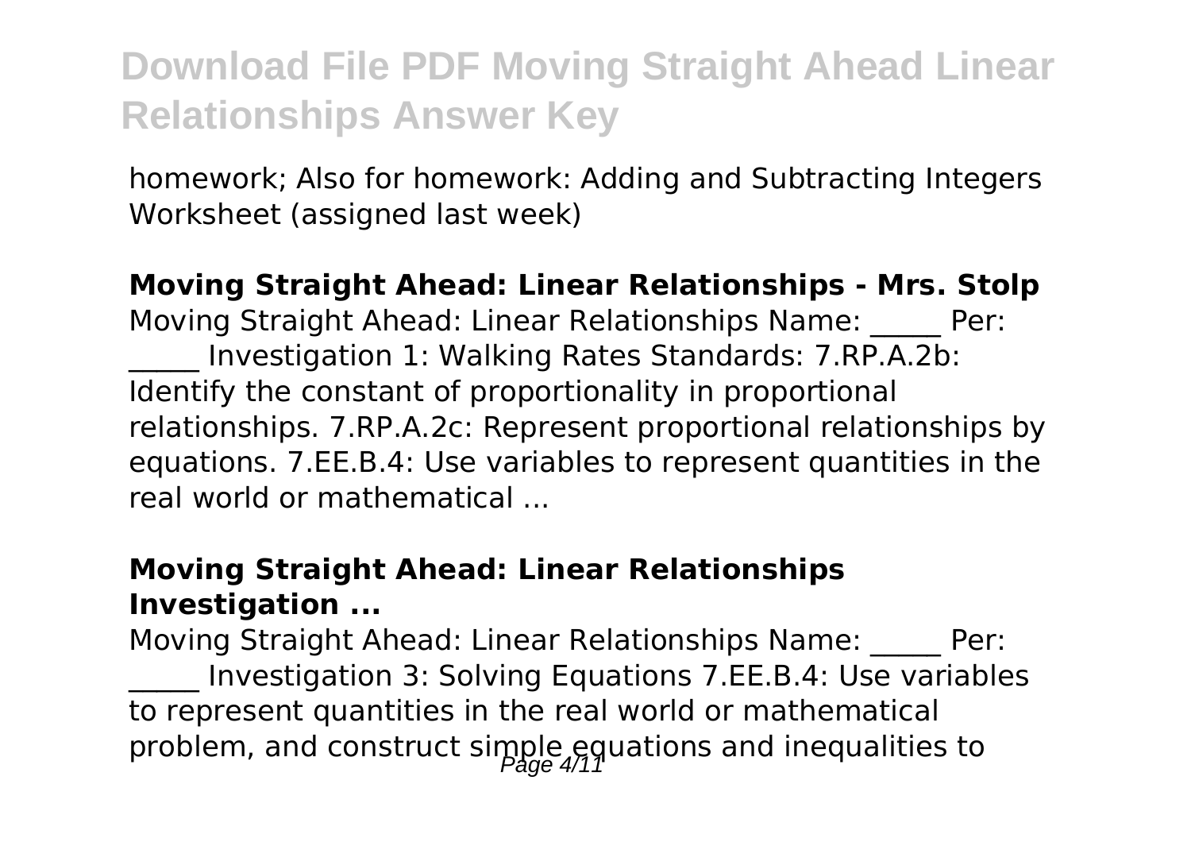homework; Also for homework: Adding and Subtracting Integers Worksheet (assigned last week)

**Moving Straight Ahead: Linear Relationships - Mrs. Stolp**

Moving Straight Ahead: Linear Relationships Name: _____ Per: _____ Investigation 1: Walking Rates Standards: 7.RP.A.2b: Identify the constant of proportionality in proportional relationships. 7.RP.A.2c: Represent proportional relationships by equations. 7.EE.B.4: Use variables to represent quantities in the real world or mathematical ...

**Moving Straight Ahead: Linear Relationships Investigation ...**

Moving Straight Ahead: Linear Relationships Name: _____ Per: _____ Investigation 3: Solving Equations 7.EE.B.4: Use variables to represent quantities in the real world or mathematical problem, and construct simple equations and inequalities to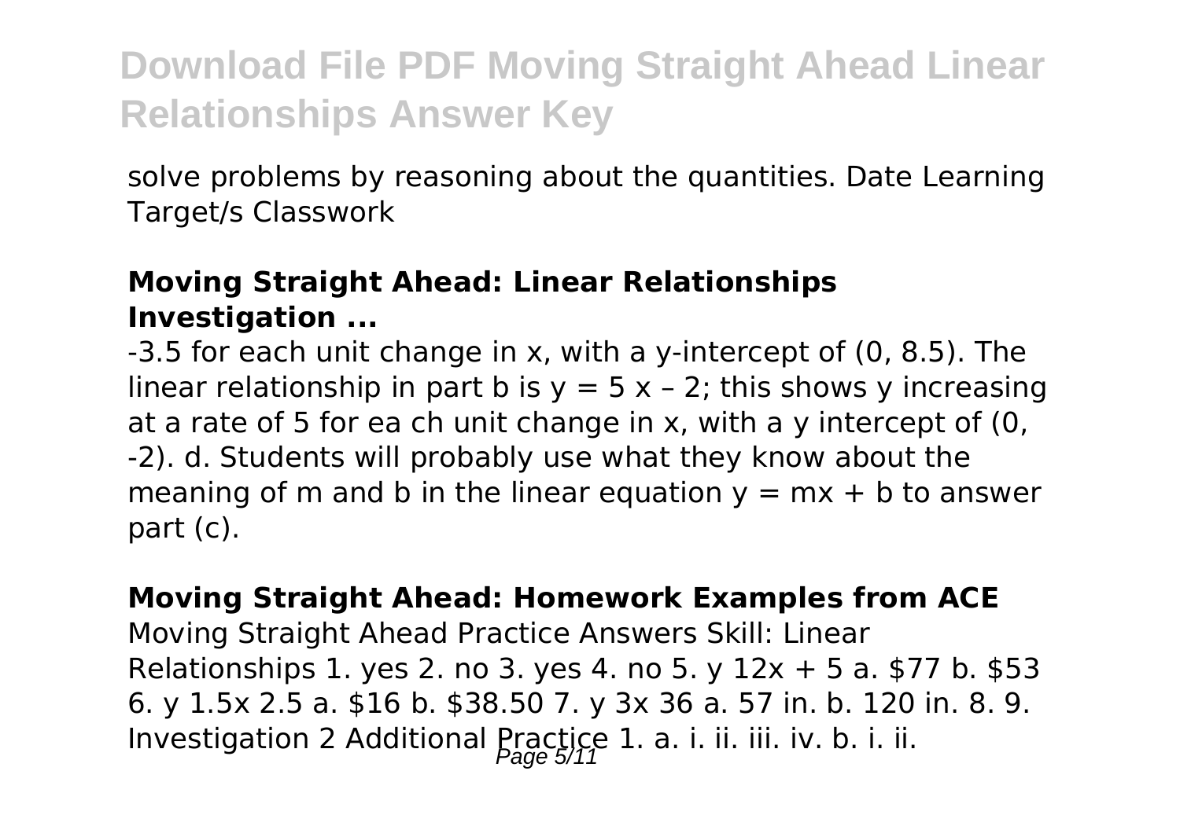solve problems by reasoning about the quantities. Date Learning Target/s Classwork

### Moving Straight Ahead: Linear Relationships Investigation ...

-3.5 for each unit change in x, with a y-intercept of (0, 8.5). The linear relationship in part b is $y = 5x – 2$; this shows y increasing at a rate of 5 for ea ch unit change in x, with a y intercept of (0, -2). d. Students will probably use what they know about the meaning of m and b in the linear equation $y = mx + b$ to answer part (c).

### Moving Straight Ahead: Homework Examples from ACE

Moving Straight Ahead Practice Answers Skill: Linear Relationships 1. yes 2. no 3. yes 4. no 5. y 12x + 5 a. $77 b. $53 6. y 1.5x 2.5 a. $16 b. $38.50 7. y 3x 36 a. 57 in. b. 120 in. 8. 9. Investigation 2 Additional Practice 1. a. i. ii. iii. iv. b. i. ii.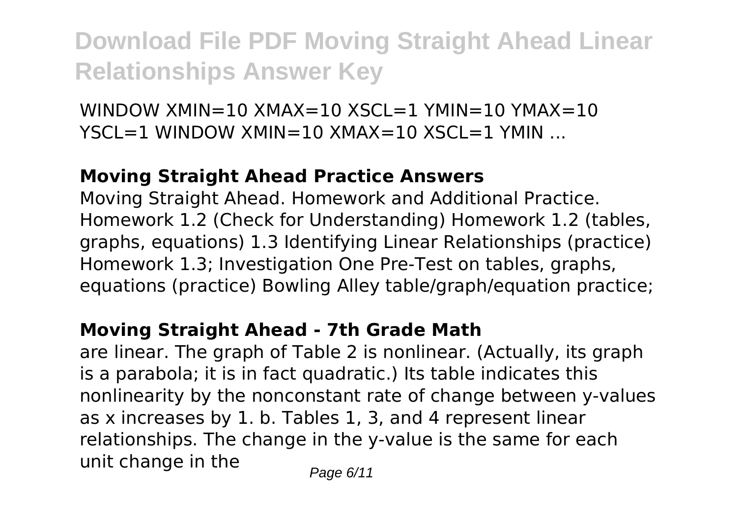WINDOW XMIN=10 XMAX=10 XSCL=1 YMIN=10 YMAX=10 YSCL=1 WINDOW XMIN=10 XMAX=10 XSCL=1 YMIN ...

### Moving Straight Ahead Practice Answers

Moving Straight Ahead. Homework and Additional Practice. Homework 1.2 (Check for Understanding) Homework 1.2 (tables, graphs, equations) 1.3 Identifying Linear Relationships (practice) Homework 1.3; Investigation One Pre-Test on tables, graphs, equations (practice) Bowling Alley table/graph/equation practice;

### Moving Straight Ahead - 7th Grade Math

are linear. The graph of Table 2 is nonlinear. (Actually, its graph is a parabola; it is in fact quadratic.) Its table indicates this nonlinearity by the nonconstant rate of change between y-values as x increases by 1. b. Tables 1, 3, and 4 represent linear relationships. The change in the y-value is the same for each unit change in the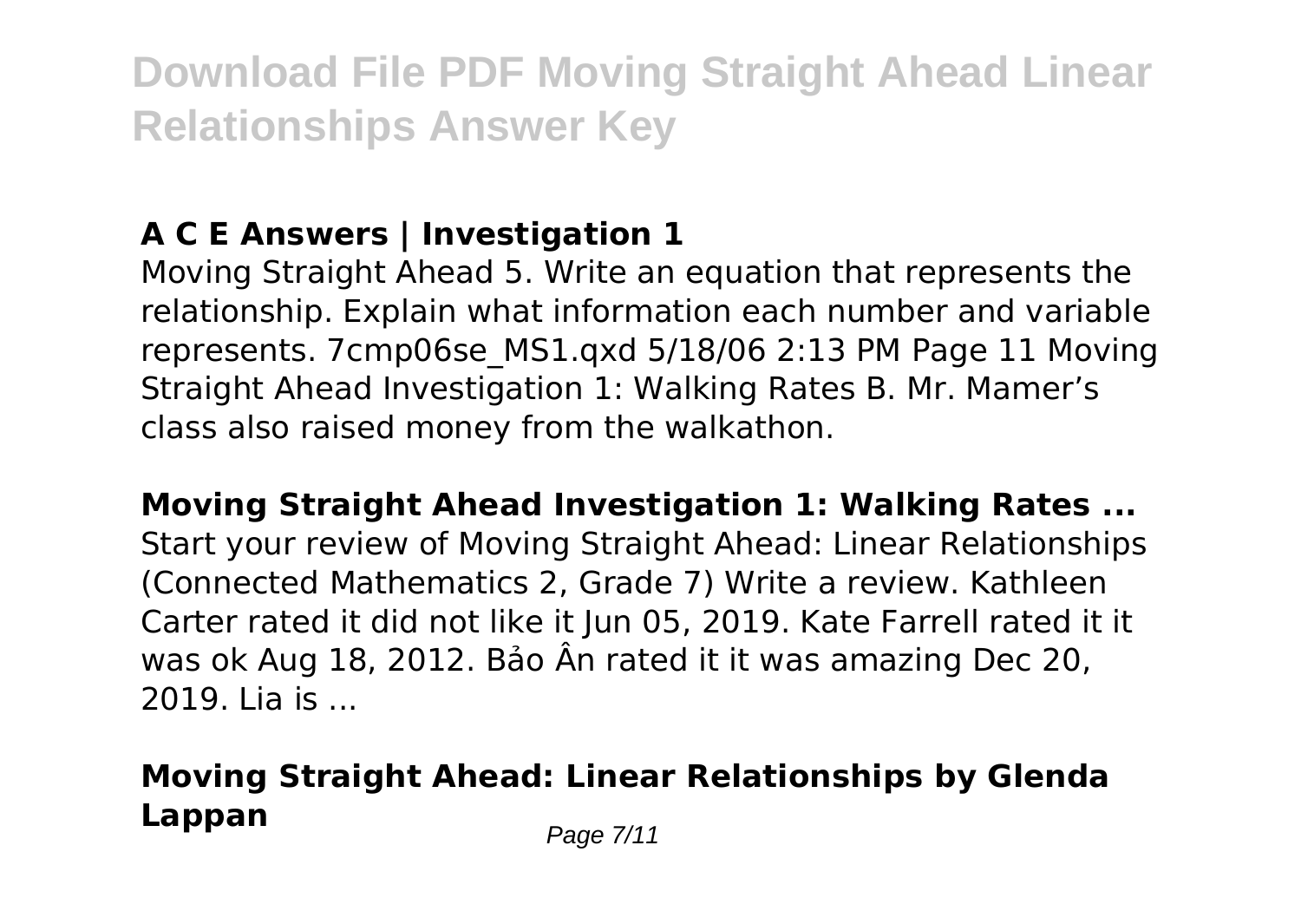## A C E Answers | Investigation 1

Moving Straight Ahead 5. Write an equation that represents the relationship. Explain what information each number and variable represents. 7cmp06se_MS1.qxd 5/18/06 2:13 PM Page 11 Moving Straight Ahead Investigation 1: Walking Rates B. Mr. Mamer's class also raised money from the walkathon.

**Moving Straight Ahead Investigation 1: Walking Rates ...**

Start your review of Moving Straight Ahead: Linear Relationships (Connected Mathematics 2, Grade 7) Write a review. Kathleen Carter rated it did not like it Jun 05, 2019. Kate Farrell rated it it was ok Aug 18, 2012. Bảo Ân rated it it was amazing Dec 20, 2019. Lia is ...

## Moving Straight Ahead: Linear Relationships by Glenda Lappan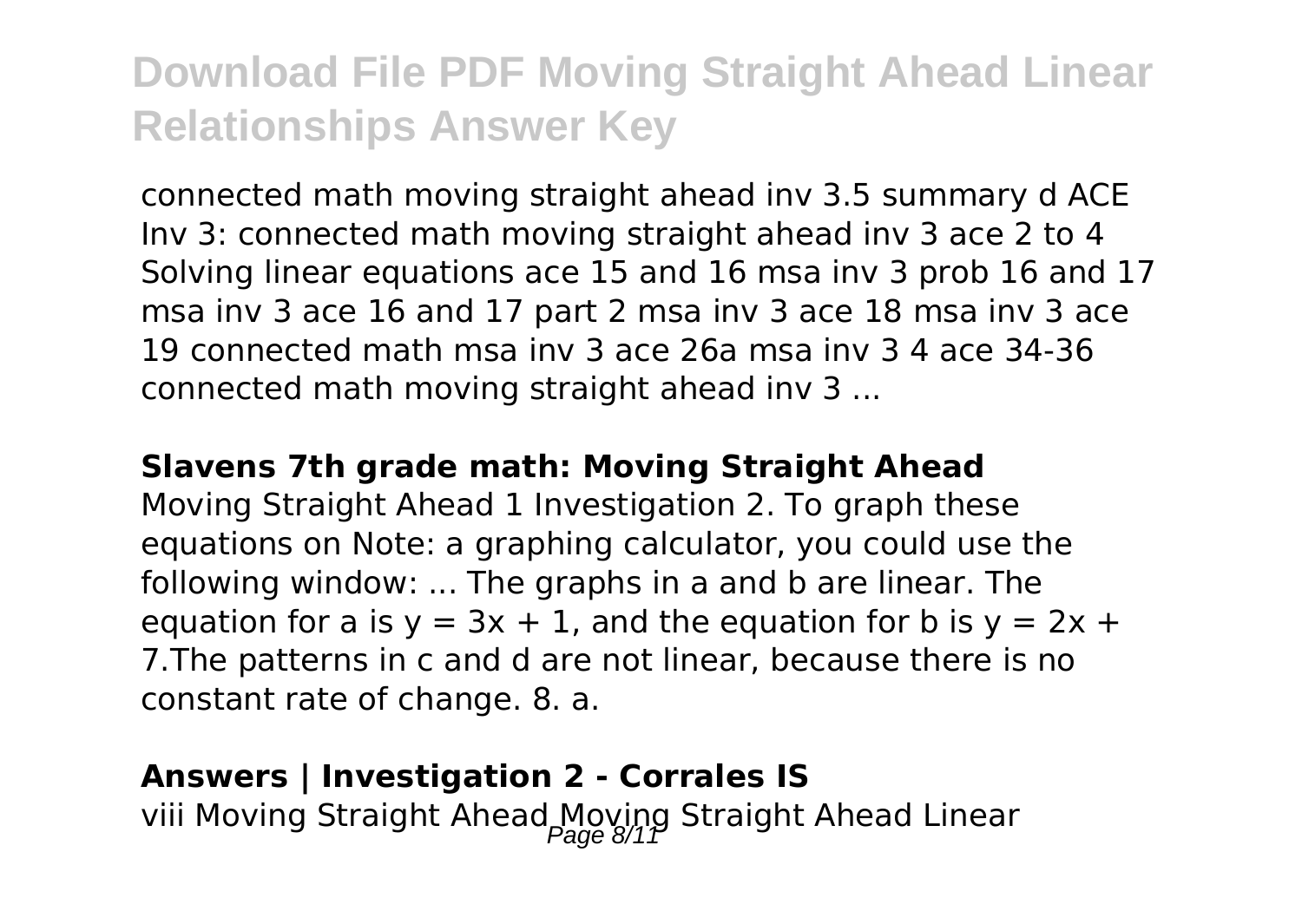connected math moving straight ahead inv 3.5 summary d ACE Inv 3: connected math moving straight ahead inv 3 ace 2 to 4 Solving linear equations ace 15 and 16 msa inv 3 prob 16 and 17 msa inv 3 ace 16 and 17 part 2 msa inv 3 ace 18 msa inv 3 ace 19 connected math msa inv 3 ace 26a msa inv 3 4 ace 34-36 connected math moving straight ahead inv 3 ...

**Slavens 7th grade math: Moving Straight Ahead**

Moving Straight Ahead 1 Investigation 2. To graph these equations on Note: a graphing calculator, you could use the following window: ... The graphs in a and b are linear. The equation for a is $y = 3x + 1$, and the equation for b is $y = 2x + 7$.The patterns in c and d are not linear, because there is no constant rate of change. 8. a.

**Answers | Investigation 2 - Corrales IS**

viii Moving Straight Ahead Moving Straight Ahead Linear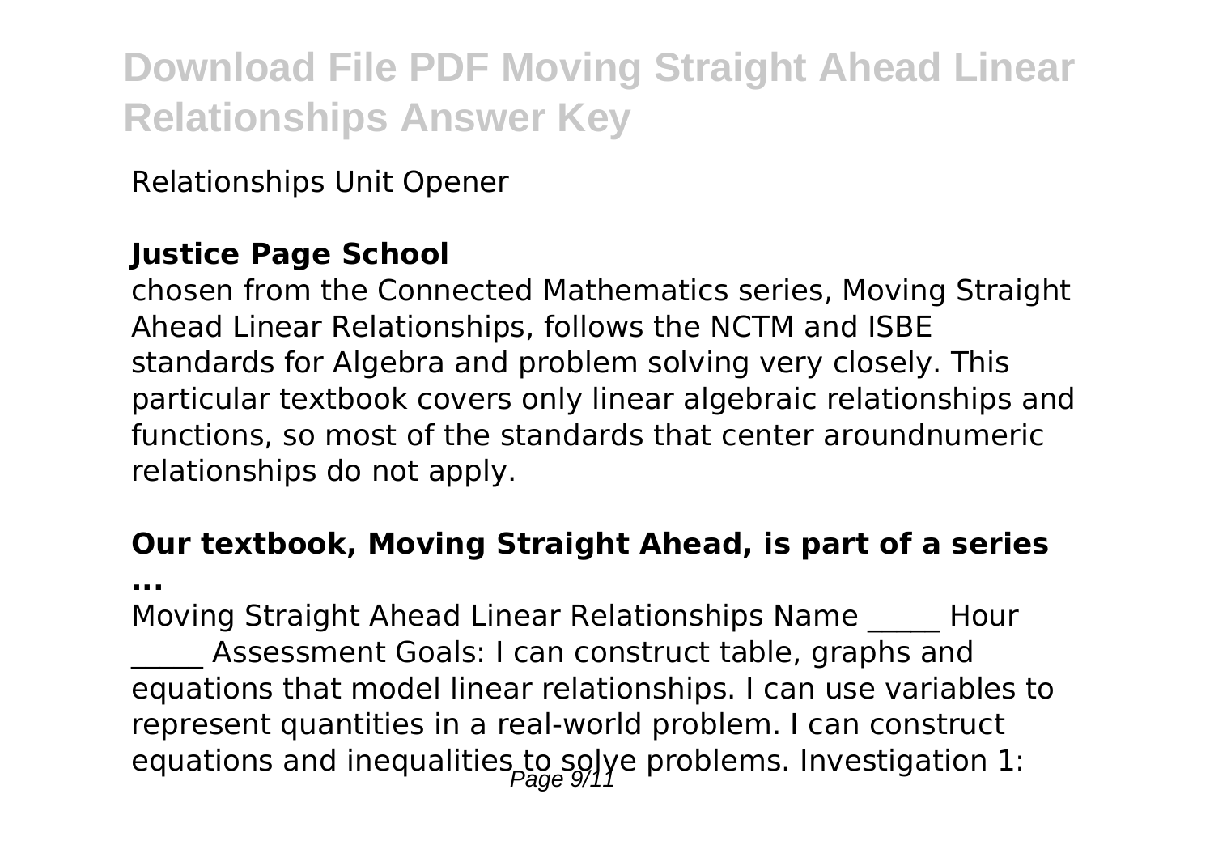Relationships Unit Opener

### Justice Page School

chosen from the Connected Mathematics series, Moving Straight Ahead Linear Relationships, follows the NCTM and ISBE standards for Algebra and problem solving very closely. This particular textbook covers only linear algebraic relationships and functions, so most of the standards that center aroundnumeric relationships do not apply.

### Our textbook, Moving Straight Ahead, is part of a series ...

Moving Straight Ahead Linear Relationships Name _____ Hour _____ Assessment Goals: I can construct table, graphs and equations that model linear relationships. I can use variables to represent quantities in a real-world problem. I can construct equations and inequalities to solve problems. Investigation 1: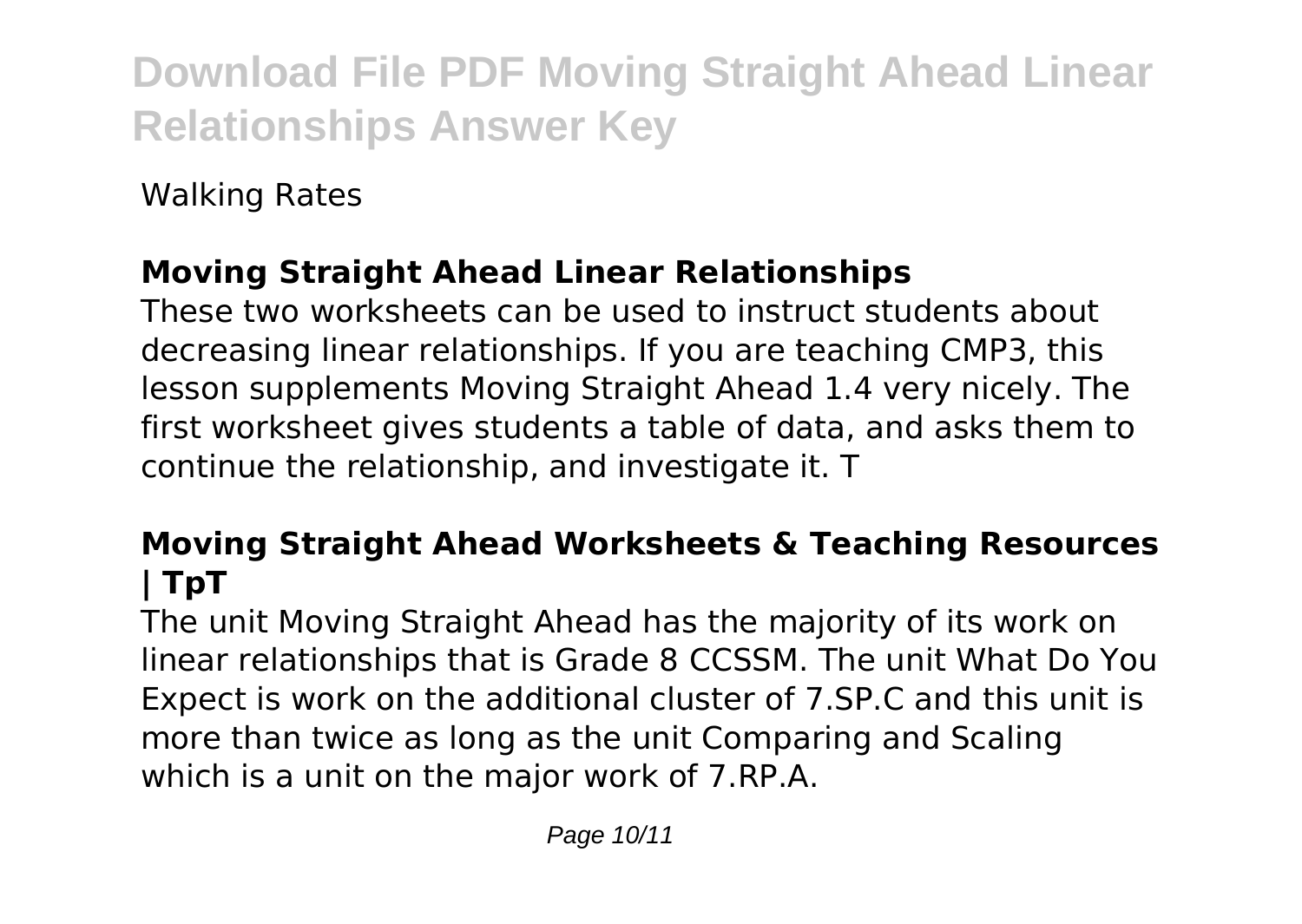Walking Rates

## Moving Straight Ahead Linear Relationships

These two worksheets can be used to instruct students about decreasing linear relationships. If you are teaching CMP3, this lesson supplements Moving Straight Ahead 1.4 very nicely. The first worksheet gives students a table of data, and asks them to continue the relationship, and investigate it. T

## Moving Straight Ahead Worksheets & Teaching Resources | TpT

The unit Moving Straight Ahead has the majority of its work on linear relationships that is Grade 8 CCSSM. The unit What Do You Expect is work on the additional cluster of 7.SP.C and this unit is more than twice as long as the unit Comparing and Scaling which is a unit on the major work of 7.RP.A.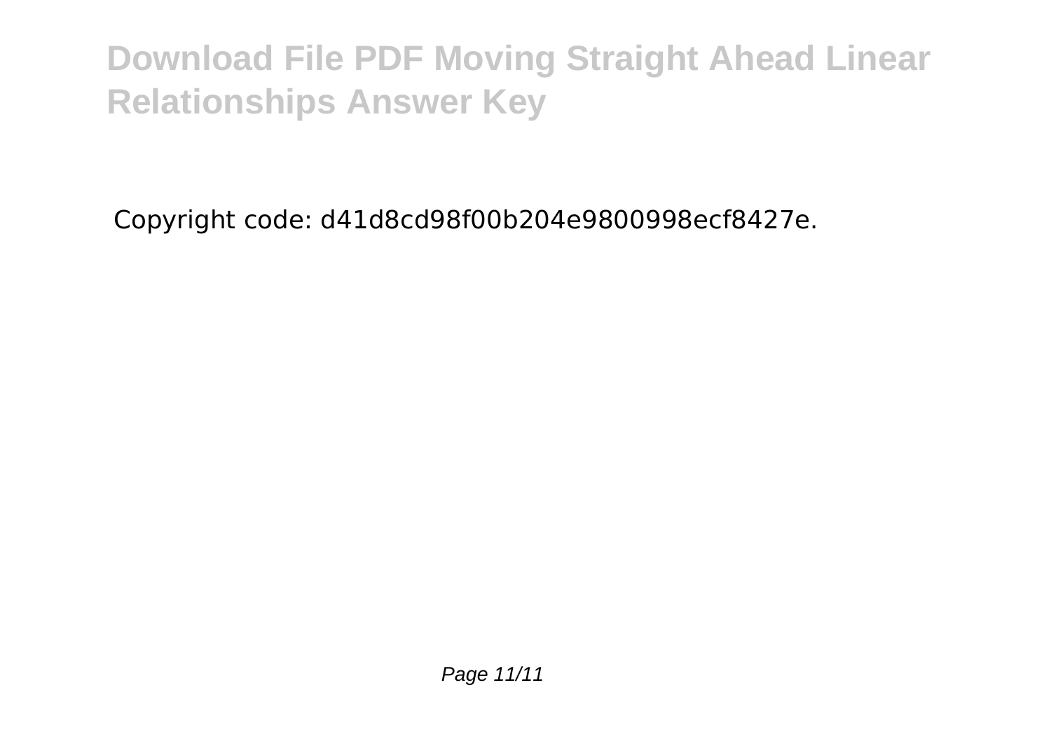Copyright code: d41d8cd98f00b204e9800998ecf8427e.